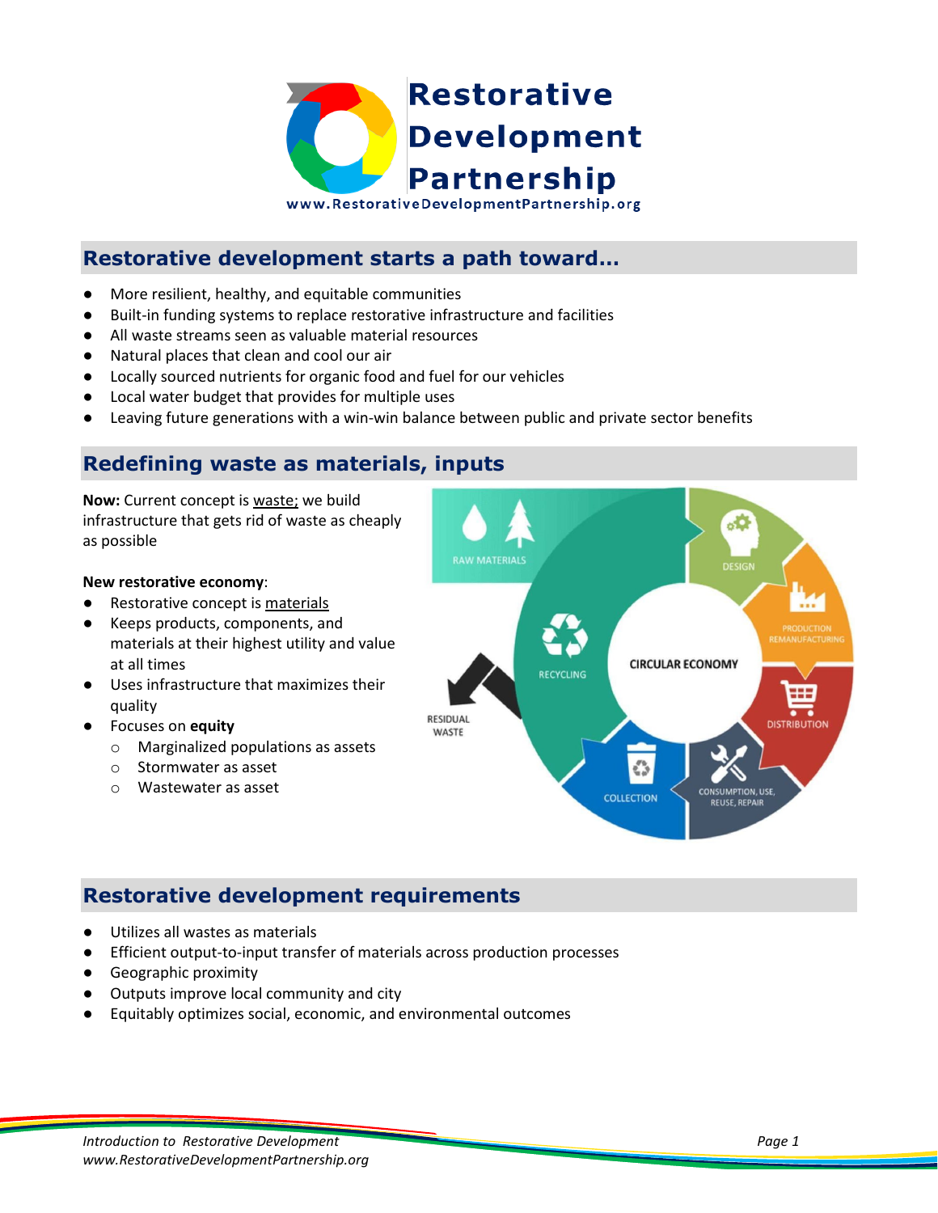# Restorative Development Partnership

www.RestorativeDevelopmentPartnership.org

## Restorative development starts a path toward…

- More resilient, healthy, and equitable communities
- Built-in funding systems to replace restorative infrastructure and facilities
- All waste streams seen as valuable material resources
- Natural places that clean and cool our air
- Locally sourced nutrients for organic food and fuel for our vehicles
- Local water budget that provides for multiple uses
- Leaving future generations with a win-win balance between public and private sector benefits

## Redefining waste as materials, inputs

**Now:** Current concept is <u>waste;</u> we build infrastructure that gets rid of waste as cheaply as possible

**New restorative economy**:

- Restorative concept is <u>materials</u>
- Keeps products, components, and materials at their highest utility and value at all times
- Uses infrastructure that maximizes their quality
- Focuses on **equity**
  - Marginalized populations as assets
  - Stormwater as asset
  - Wastewater as asset

## Restorative development requirements

- Utilizes all wastes as materials
- Efficient output-to-input transfer of materials across production processes
- Geographic proximity
- Outputs improve local community and city
- Equitably optimizes social, economic, and environmental outcomes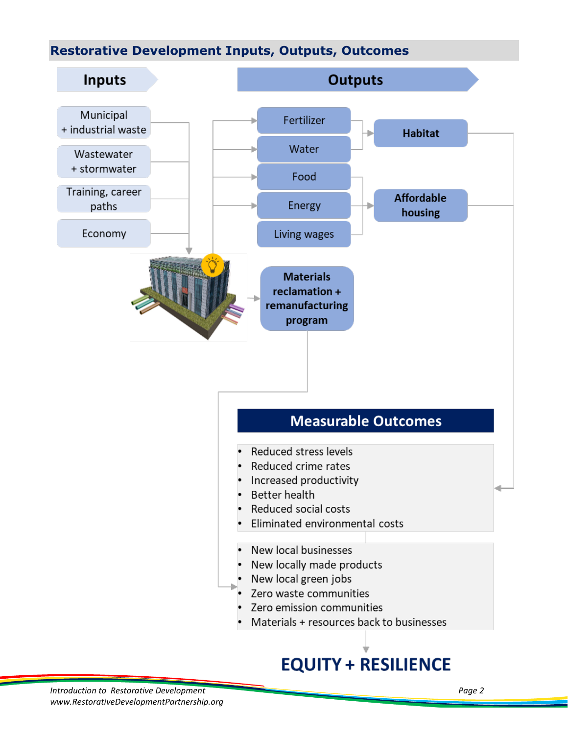## Restorative Development Inputs, Outputs, Outcomes

**Inputs**

- Municipal + industrial waste
- Wastewater + stormwater
- Training, career paths
- Economy

**Outputs**

- Fertilizer
- Water
- Food
- Energy
- Living wages

**Habitat**

**Affordable housing**

**Materials reclamation + remanufacturing program**

## Measurable Outcomes

- Reduced stress levels
- Reduced crime rates
- Increased productivity
- Better health
- Reduced social costs
- Eliminated environmental costs

- New local businesses
- New locally made products
- New local green jobs
- Zero waste communities
- Zero emission communities
- Materials + resources back to businesses

**EQUITY + RESILIENCE**